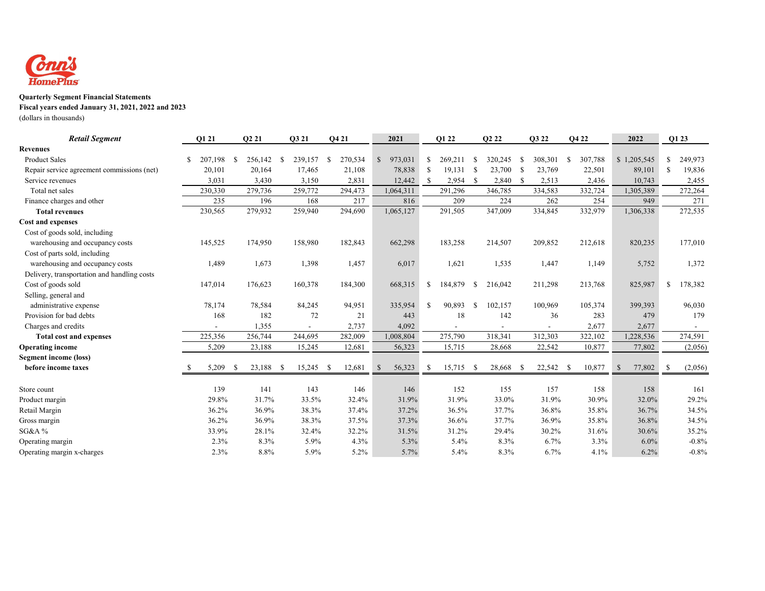Conn's HomePlus

**Quarterly Segment Financial Statements**
**Fiscal years ended January 31, 2021, 2022 and 2023**
(dollars in thousands)

| ***Retail Segment*** | Q1 21 | Q2 21 | Q3 21 | Q4 21 | 2021 | Q1 22 | Q2 22 | Q3 22 | Q4 22 | 2022 | Q1 23 |
|---|---|---|---|---|---|---|---|---|---|---|---|
| **Revenues** | | | | | | | | | | | |
| Product Sales | $ 207,198 | $ 256,142 | $ 239,157 | $ 270,534 | $ 973,031 | $ 269,211 | $ 320,245 | $ 308,301 | $ 307,788 | $ 1,205,545 | $ 249,973 |
| Repair service agreement commissions (net) | 20,101 | 20,164 | 17,465 | 21,108 | 78,838 | $ 19,131 | $ 23,700 | $ 23,769 | 22,501 | 89,101 | $ 19,836 |
| Service revenues | 3,031 | 3,430 | 3,150 | 2,831 | 12,442 | $ 2,954 | $ 2,840 | $ 2,513 | 2,436 | 10,743 | 2,455 |
| Total net sales | 230,330 | 279,736 | 259,772 | 294,473 | 1,064,311 | 291,296 | 346,785 | 334,583 | 332,724 | 1,305,389 | 272,264 |
| Finance charges and other | 235 | 196 | 168 | 217 | 816 | 209 | 224 | 262 | 254 | 949 | 271 |
| **Total revenues** | 230,565 | 279,932 | 259,940 | 294,690 | 1,065,127 | 291,505 | 347,009 | 334,845 | 332,979 | 1,306,338 | 272,535 |
| **Cost and expenses** | | | | | | | | | | | |
| Cost of goods sold, including warehousing and occupancy costs | 145,525 | 174,950 | 158,980 | 182,843 | 662,298 | 183,258 | 214,507 | 209,852 | 212,618 | 820,235 | 177,010 |
| Cost of parts sold, including warehousing and occupancy costs | 1,489 | 1,673 | 1,398 | 1,457 | 6,017 | 1,621 | 1,535 | 1,447 | 1,149 | 5,752 | 1,372 |
| Delivery, transportation and handling costs | | | | | | | | | | | |
| Cost of goods sold | 147,014 | 176,623 | 160,378 | 184,300 | 668,315 | $ 184,879 | $ 216,042 | 211,298 | 213,768 | 825,987 | $ 178,382 |
| Selling, general and administrative expense | 78,174 | 78,584 | 84,245 | 94,951 | 335,954 | $ 90,893 | $ 102,157 | 100,969 | 105,374 | 399,393 | 96,030 |
| Provision for bad debts | 168 | 182 | 72 | 21 | 443 | 18 | 142 | 36 | 283 | 479 | 179 |
| Charges and credits | - | 1,355 | - | 2,737 | 4,092 | - | - | - | 2,677 | 2,677 | - |
| **Total cost and expenses** | 225,356 | 256,744 | 244,695 | 282,009 | 1,008,804 | 275,790 | 318,341 | 312,303 | 322,102 | 1,228,536 | 274,591 |
| **Operating income** | 5,209 | 23,188 | 15,245 | 12,681 | 56,323 | 15,715 | 28,668 | 22,542 | 10,877 | 77,802 | (2,056) |
| **Segment income (loss) before income taxes** | $ 5,209 | $ 23,188 | $ 15,245 | $ 12,681 | $ 56,323 | $ 15,715 | $ 28,668 | $ 22,542 | $ 10,877 | $ 77,802 | $ (2,056) |
| | | | | | | | | | | | |
| Store count | 139 | 141 | 143 | 146 | 146 | 152 | 155 | 157 | 158 | 158 | 161 |
| Product margin | 29.8% | 31.7% | 33.5% | 32.4% | 31.9% | 31.9% | 33.0% | 31.9% | 30.9% | 32.0% | 29.2% |
| Retail Margin | 36.2% | 36.9% | 38.3% | 37.4% | 37.2% | 36.5% | 37.7% | 36.8% | 35.8% | 36.7% | 34.5% |
| Gross margin | 36.2% | 36.9% | 38.3% | 37.5% | 37.3% | 36.6% | 37.7% | 36.9% | 35.8% | 36.8% | 34.5% |
| SG&A % | 33.9% | 28.1% | 32.4% | 32.2% | 31.5% | 31.2% | 29.4% | 30.2% | 31.6% | 30.6% | 35.2% |
| Operating margin | 2.3% | 8.3% | 5.9% | 4.3% | 5.3% | 5.4% | 8.3% | 6.7% | 3.3% | 6.0% | -0.8% |
| Operating margin x-charges | 2.3% | 8.8% | 5.9% | 5.2% | 5.7% | 5.4% | 8.3% | 6.7% | 4.1% | 6.2% | -0.8% |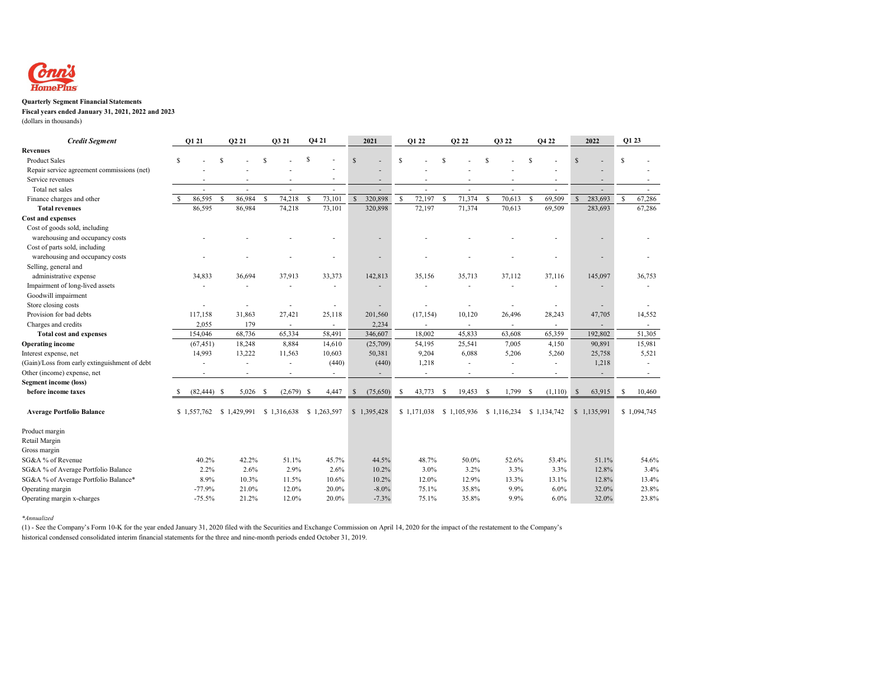**Quarterly Segment Financial Statements**
**Fiscal years ended January 31, 2021, 2022 and 2023**
(dollars in thousands)

| *Credit Segment* | Q1 21 | Q2 21 | Q3 21 | Q4 21 | 2021 | Q1 22 | Q2 22 | Q3 22 | Q4 22 | 2022 | Q1 23 |
|---|---|---|---|---|---|---|---|---|---|---|---|
| **Revenues** | | | | | | | | | | | |
| Product Sales | $ - | $ - | $ - | $ - | $ - | $ - | $ - | $ - | $ - | $ - | $ - |
| Repair service agreement commissions (net) | - | - | - | - | - | - | - | - | - | - | - |
| Service revenues | - | - | - | - | - | - | - | - | - | - | - |
| Total net sales | - | - | - | - | - | - | - | - | - | - | - |
| Finance charges and other | $ 86,595 | $ 86,984 | $ 74,218 | $ 73,101 | $ 320,898 | $ 72,197 | $ 71,374 | $ 70,613 | $ 69,509 | $ 283,693 | $ 67,286 |
| **Total revenues** | 86,595 | 86,984 | 74,218 | 73,101 | 320,898 | 72,197 | 71,374 | 70,613 | 69,509 | 283,693 | 67,286 |
| **Cost and expenses** | | | | | | | | | | | |
| Cost of goods sold, including warehousing and occupancy costs | - | - | - | - | - | - | - | - | - | - | - |
| Cost of parts sold, including warehousing and occupancy costs | - | - | - | - | - | - | - | - | - | - | - |
| Selling, general and administrative expense | 34,833 | 36,694 | 37,913 | 33,373 | 142,813 | 35,156 | 35,713 | 37,112 | 37,116 | 145,097 | 36,753 |
| Impairment of long-lived assets | - | - | - | - | - | - | - | - | - | - | - |
| Goodwill impairment | | | | | | | | | | | |
| Store closing costs | - | - | - | - | - | - | - | - | - | - | - |
| Provision for bad debts | 117,158 | 31,863 | 27,421 | 25,118 | 201,560 | (17,154) | 10,120 | 26,496 | 28,243 | 47,705 | 14,552 |
| Charges and credits | 2,055 | 179 | - | - | 2,234 | - | - | - | - | - | - |
| **Total cost and expenses** | 154,046 | 68,736 | 65,334 | 58,491 | 346,607 | 18,002 | 45,833 | 63,608 | 65,359 | 192,802 | 51,305 |
| **Operating income** | (67,451) | 18,248 | 8,884 | 14,610 | (25,709) | 54,195 | 25,541 | 7,005 | 4,150 | 90,891 | 15,981 |
| Interest expense, net | 14,993 | 13,222 | 11,563 | 10,603 | 50,381 | 9,204 | 6,088 | 5,206 | 5,260 | 25,758 | 5,521 |
| (Gain)/Loss from early extinguishment of debt | - | - | - | (440) | (440) | 1,218 | - | - | - | 1,218 | - |
| Other (income) expense, net | - | - | - | - | - | - | - | - | - | - | - |
| **Segment income (loss) before income taxes** | $ (82,444) | $ 5,026 | $ (2,679) | $ 4,447 | $ (75,650) | $ 43,773 | $ 19,453 | $ 1,799 | $ (1,110) | $ 63,915 | $ 10,460 |
| **Average Portfolio Balance** | $ 1,557,762 | $ 1,429,991 | $ 1,316,638 | $ 1,263,597 | $ 1,395,428 | $ 1,171,038 | $ 1,105,936 | $ 1,116,234 | $ 1,134,742 | $ 1,135,991 | $ 1,094,745 |
| Product margin | | | | | | | | | | | |
| Retail Margin | | | | | | | | | | | |
| Gross margin | | | | | | | | | | | |
| SG&A % of Revenue | 40.2% | 42.2% | 51.1% | 45.7% | 44.5% | 48.7% | 50.0% | 52.6% | 53.4% | 51.1% | 54.6% |
| SG&A % of Average Portfolio Balance | 2.2% | 2.6% | 2.9% | 2.6% | 10.2% | 3.0% | 3.2% | 3.3% | 3.3% | 12.8% | 3.4% |
| SG&A % of Average Portfolio Balance* | 8.9% | 10.3% | 11.5% | 10.6% | 10.2% | 12.0% | 12.9% | 13.3% | 13.1% | 12.8% | 13.4% |
| Operating margin | -77.9% | 21.0% | 12.0% | 20.0% | -8.0% | 75.1% | 35.8% | 9.9% | 6.0% | 32.0% | 23.8% |
| Operating margin x-charges | -75.5% | 21.2% | 12.0% | 20.0% | -7.3% | 75.1% | 35.8% | 9.9% | 6.0% | 32.0% | 23.8% |

*\*Annualized*

(1) - See the Company's Form 10-K for the year ended January 31, 2020 filed with the Securities and Exchange Commission on April 14, 2020 for the impact of the restatement to the Company's historical condensed consolidated interim financial statements for the three and nine-month periods ended October 31, 2019.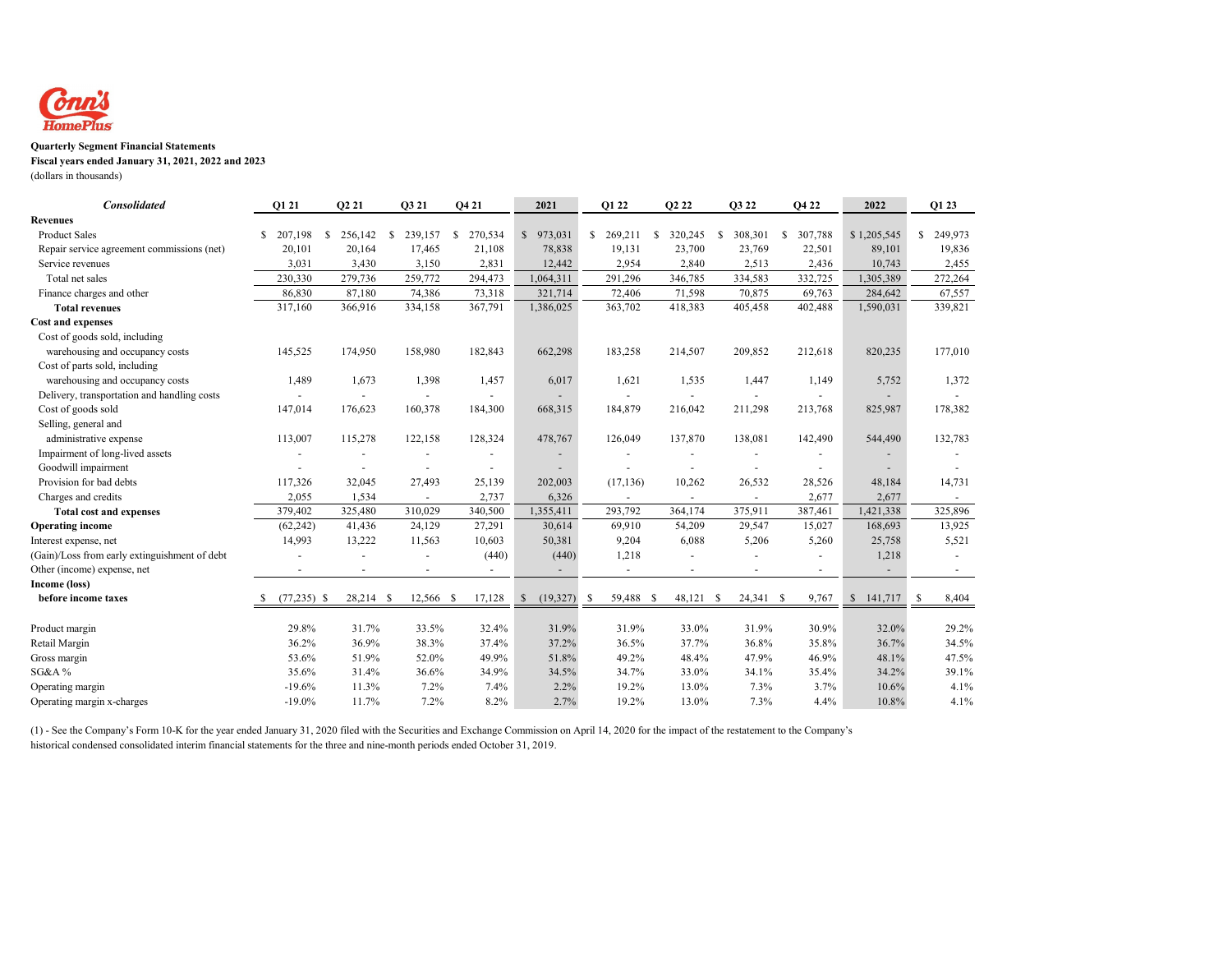**Quarterly Segment Financial Statements**
**Fiscal years ended January 31, 2021, 2022 and 2023**
(dollars in thousands)

| *Consolidated* | Q1 21 | Q2 21 | Q3 21 | Q4 21 | 2021 | Q1 22 | Q2 22 | Q3 22 | Q4 22 | 2022 | Q1 23 |
|---|---|---|---|---|---|---|---|---|---|---|---|
| **Revenues** | | | | | | | | | | | |
| Product Sales | $ 207,198 | $ 256,142 | $ 239,157 | $ 270,534 | $ 973,031 | $ 269,211 | $ 320,245 | $ 308,301 | $ 307,788 | $ 1,205,545 | $ 249,973 |
| Repair service agreement commissions (net) | 20,101 | 20,164 | 17,465 | 21,108 | 78,838 | 19,131 | 23,700 | 23,769 | 22,501 | 89,101 | 19,836 |
| Service revenues | 3,031 | 3,430 | 3,150 | 2,831 | 12,442 | 2,954 | 2,840 | 2,513 | 2,436 | 10,743 | 2,455 |
| Total net sales | 230,330 | 279,736 | 259,772 | 294,473 | 1,064,311 | 291,296 | 346,785 | 334,583 | 332,725 | 1,305,389 | 272,264 |
| Finance charges and other | 86,830 | 87,180 | 74,386 | 73,318 | 321,714 | 72,406 | 71,598 | 70,875 | 69,763 | 284,642 | 67,557 |
| **Total revenues** | 317,160 | 366,916 | 334,158 | 367,791 | 1,386,025 | 363,702 | 418,383 | 405,458 | 402,488 | 1,590,031 | 339,821 |
| **Cost and expenses** | | | | | | | | | | | |
| Cost of goods sold, including warehousing and occupancy costs | 145,525 | 174,950 | 158,980 | 182,843 | 662,298 | 183,258 | 214,507 | 209,852 | 212,618 | 820,235 | 177,010 |
| Cost of parts sold, including warehousing and occupancy costs | 1,489 | 1,673 | 1,398 | 1,457 | 6,017 | 1,621 | 1,535 | 1,447 | 1,149 | 5,752 | 1,372 |
| Delivery, transportation and handling costs | - | - | - | - | - | - | - | - | - | - | - |
| Cost of goods sold | 147,014 | 176,623 | 160,378 | 184,300 | 668,315 | 184,879 | 216,042 | 211,298 | 213,768 | 825,987 | 178,382 |
| Selling, general and administrative expense | 113,007 | 115,278 | 122,158 | 128,324 | 478,767 | 126,049 | 137,870 | 138,081 | 142,490 | 544,490 | 132,783 |
| Impairment of long-lived assets | - | - | - | - | - | - | - | - | - | - | - |
| Goodwill impairment | - | - | - | - | - | - | - | - | - | - | - |
| Provision for bad debts | 117,326 | 32,045 | 27,493 | 25,139 | 202,003 | (17,136) | 10,262 | 26,532 | 28,526 | 48,184 | 14,731 |
| Charges and credits | 2,055 | 1,534 | - | 2,737 | 6,326 | - | - | - | 2,677 | 2,677 | - |
| **Total cost and expenses** | 379,402 | 325,480 | 310,029 | 340,500 | 1,355,411 | 293,792 | 364,174 | 375,911 | 387,461 | 1,421,338 | 325,896 |
| **Operating income** | (62,242) | 41,436 | 24,129 | 27,291 | 30,614 | 69,910 | 54,209 | 29,547 | 15,027 | 168,693 | 13,925 |
| Interest expense, net | 14,993 | 13,222 | 11,563 | 10,603 | 50,381 | 9,204 | 6,088 | 5,206 | 5,260 | 25,758 | 5,521 |
| (Gain)/Loss from early extinguishment of debt | - | - | - | (440) | (440) | 1,218 | - | - | - | 1,218 | - |
| Other (income) expense, net | - | - | - | - | - | - | - | - | - | - | - |
| **Income (loss) before income taxes** | $ (77,235) | $ 28,214 | $ 12,566 | $ 17,128 | $ (19,327) | $ 59,488 | $ 48,121 | $ 24,341 | $ 9,767 | $ 141,717 | $ 8,404 |
| | | | | | | | | | | | |
| Product margin | 29.8% | 31.7% | 33.5% | 32.4% | 31.9% | 31.9% | 33.0% | 31.9% | 30.9% | 32.0% | 29.2% |
| Retail Margin | 36.2% | 36.9% | 38.3% | 37.4% | 37.2% | 36.5% | 37.7% | 36.8% | 35.8% | 36.7% | 34.5% |
| Gross margin | 53.6% | 51.9% | 52.0% | 49.9% | 51.8% | 49.2% | 48.4% | 47.9% | 46.9% | 48.1% | 47.5% |
| SG&A % | 35.6% | 31.4% | 36.6% | 34.9% | 34.5% | 34.7% | 33.0% | 34.1% | 35.4% | 34.2% | 39.1% |
| Operating margin | -19.6% | 11.3% | 7.2% | 7.4% | 2.2% | 19.2% | 13.0% | 7.3% | 3.7% | 10.6% | 4.1% |
| Operating margin x-charges | -19.0% | 11.7% | 7.2% | 8.2% | 2.7% | 19.2% | 13.0% | 7.3% | 4.4% | 10.8% | 4.1% |

(1) - See the Company's Form 10-K for the year ended January 31, 2020 filed with the Securities and Exchange Commission on April 14, 2020 for the impact of the restatement to the Company's historical condensed consolidated interim financial statements for the three and nine-month periods ended October 31, 2019.